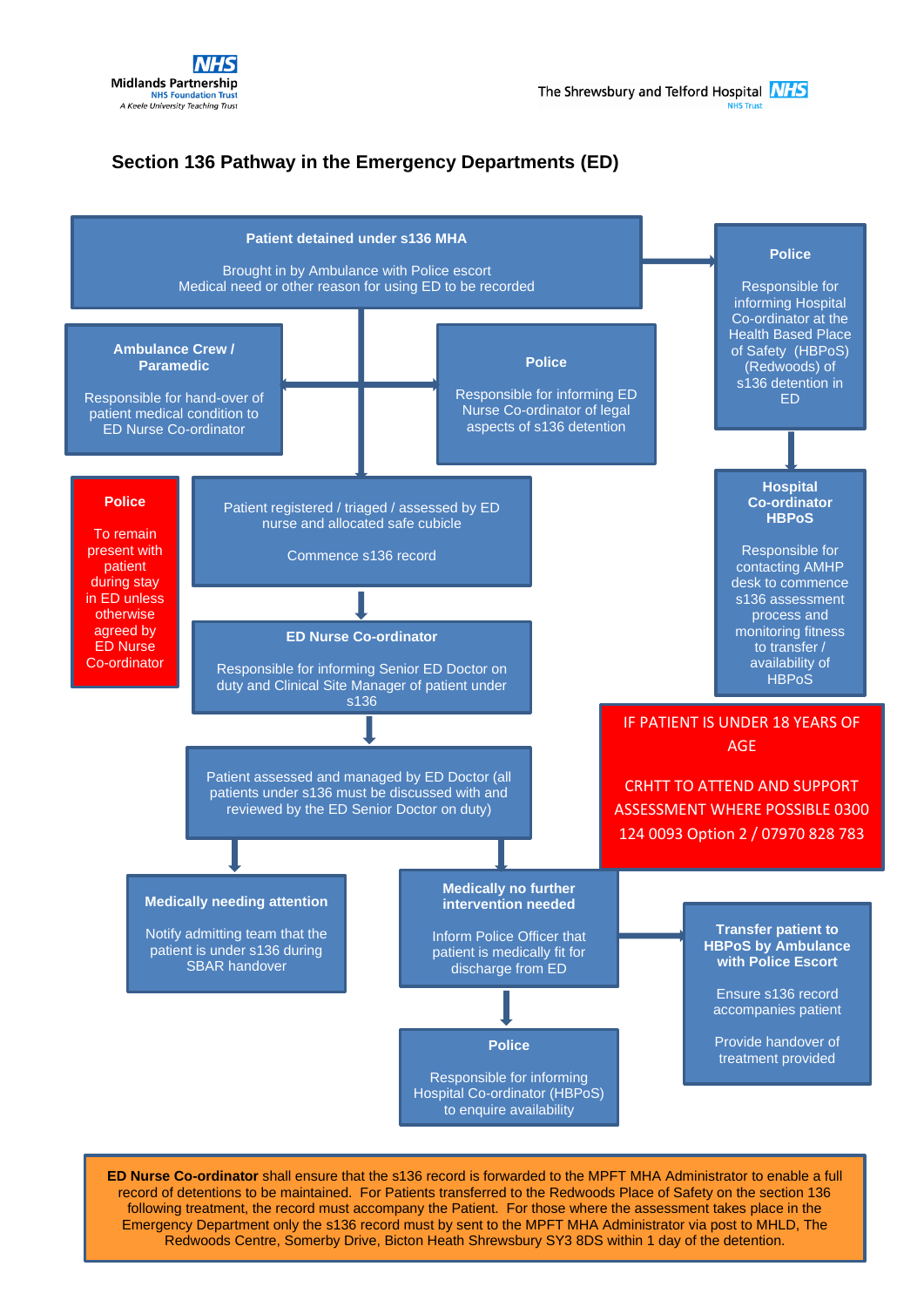Midlands Partnership NHS Foundation Trust
A Keele University Teaching Trust

The Shrewsbury and Telford Hospital NHS Trust

# Section 136 Pathway in the Emergency Departments (ED)

**Patient detained under s136 MHA**

Brought in by Ambulance with Police escort
Medical need or other reason for using ED to be recorded

**Police**

Responsible for informing Hospital Co-ordinator at the Health Based Place of Safety (HBPoS) (Redwoods) of s136 detention in ED

**Ambulance Crew / Paramedic**

Responsible for hand-over of patient medical condition to ED Nurse Co-ordinator

**Police**

Responsible for informing ED Nurse Co-ordinator of legal aspects of s136 detention

**Police**

To remain present with patient during stay in ED unless otherwise agreed by ED Nurse Co-ordinator

Patient registered / triaged / assessed by ED nurse and allocated safe cubicle

Commence s136 record

**Hospital Co-ordinator HBPoS**

Responsible for contacting AMHP desk to commence s136 assessment process and monitoring fitness to transfer / availability of HBPoS

**ED Nurse Co-ordinator**

Responsible for informing Senior ED Doctor on duty and Clinical Site Manager of patient under s136

IF PATIENT IS UNDER 18 YEARS OF AGE

CRHTT TO ATTEND AND SUPPORT ASSESSMENT WHERE POSSIBLE 0300 124 0093 Option 2 / 07970 828 783

Patient assessed and managed by ED Doctor (all patients under s136 must be discussed with and reviewed by the ED Senior Doctor on duty)

**Medically needing attention**

Notify admitting team that the patient is under s136 during SBAR handover

**Medically no further intervention needed**

Inform Police Officer that patient is medically fit for discharge from ED

**Transfer patient to HBPoS by Ambulance with Police Escort**

Ensure s136 record accompanies patient

Provide handover of treatment provided

**Police**

Responsible for informing Hospital Co-ordinator (HBPoS) to enquire availability

**ED Nurse Co-ordinator** shall ensure that the s136 record is forwarded to the MPFT MHA Administrator to enable a full record of detentions to be maintained. For Patients transferred to the Redwoods Place of Safety on the section 136 following treatment, the record must accompany the Patient. For those where the assessment takes place in the Emergency Department only the s136 record must by sent to the MPFT MHA Administrator via post to MHLD, The Redwoods Centre, Somerby Drive, Bicton Heath Shrewsbury SY3 8DS within 1 day of the detention.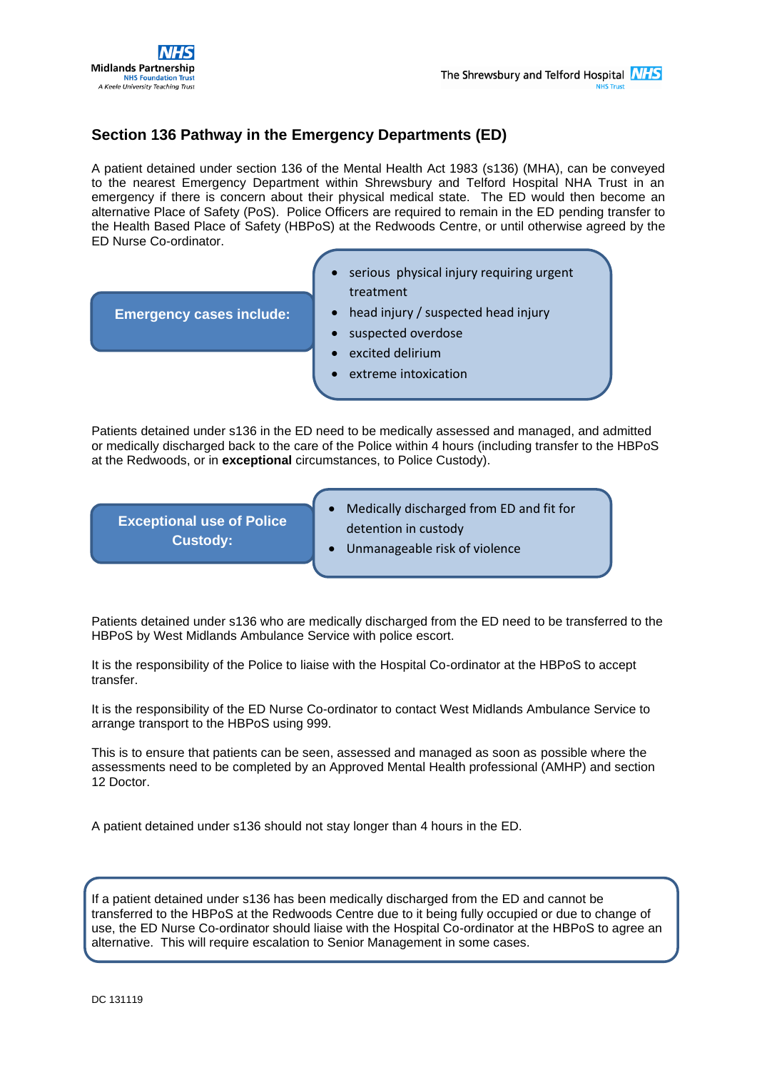## Section 136 Pathway in the Emergency Departments (ED)

A patient detained under section 136 of the Mental Health Act 1983 (s136) (MHA), can be conveyed to the nearest Emergency Department within Shrewsbury and Telford Hospital NHA Trust in an emergency if there is concern about their physical medical state. The ED would then become an alternative Place of Safety (PoS). Police Officers are required to remain in the ED pending transfer to the Health Based Place of Safety (HBPoS) at the Redwoods Centre, or until otherwise agreed by the ED Nurse Co-ordinator.

**Emergency cases include:**

- serious physical injury requiring urgent treatment
- head injury / suspected head injury
- suspected overdose
- excited delirium
- extreme intoxication

Patients detained under s136 in the ED need to be medically assessed and managed, and admitted or medically discharged back to the care of the Police within 4 hours (including transfer to the HBPoS at the Redwoods, or in **exceptional** circumstances, to Police Custody).

**Exceptional use of Police Custody:**

- Medically discharged from ED and fit for detention in custody
- Unmanageable risk of violence

Patients detained under s136 who are medically discharged from the ED need to be transferred to the HBPoS by West Midlands Ambulance Service with police escort.

It is the responsibility of the Police to liaise with the Hospital Co-ordinator at the HBPoS to accept transfer.

It is the responsibility of the ED Nurse Co-ordinator to contact West Midlands Ambulance Service to arrange transport to the HBPoS using 999.

This is to ensure that patients can be seen, assessed and managed as soon as possible where the assessments need to be completed by an Approved Mental Health professional (AMHP) and section 12 Doctor.

A patient detained under s136 should not stay longer than 4 hours in the ED.

If a patient detained under s136 has been medically discharged from the ED and cannot be transferred to the HBPoS at the Redwoods Centre due to it being fully occupied or due to change of use, the ED Nurse Co-ordinator should liaise with the Hospital Co-ordinator at the HBPoS to agree an alternative. This will require escalation to Senior Management in some cases.

DC 131119